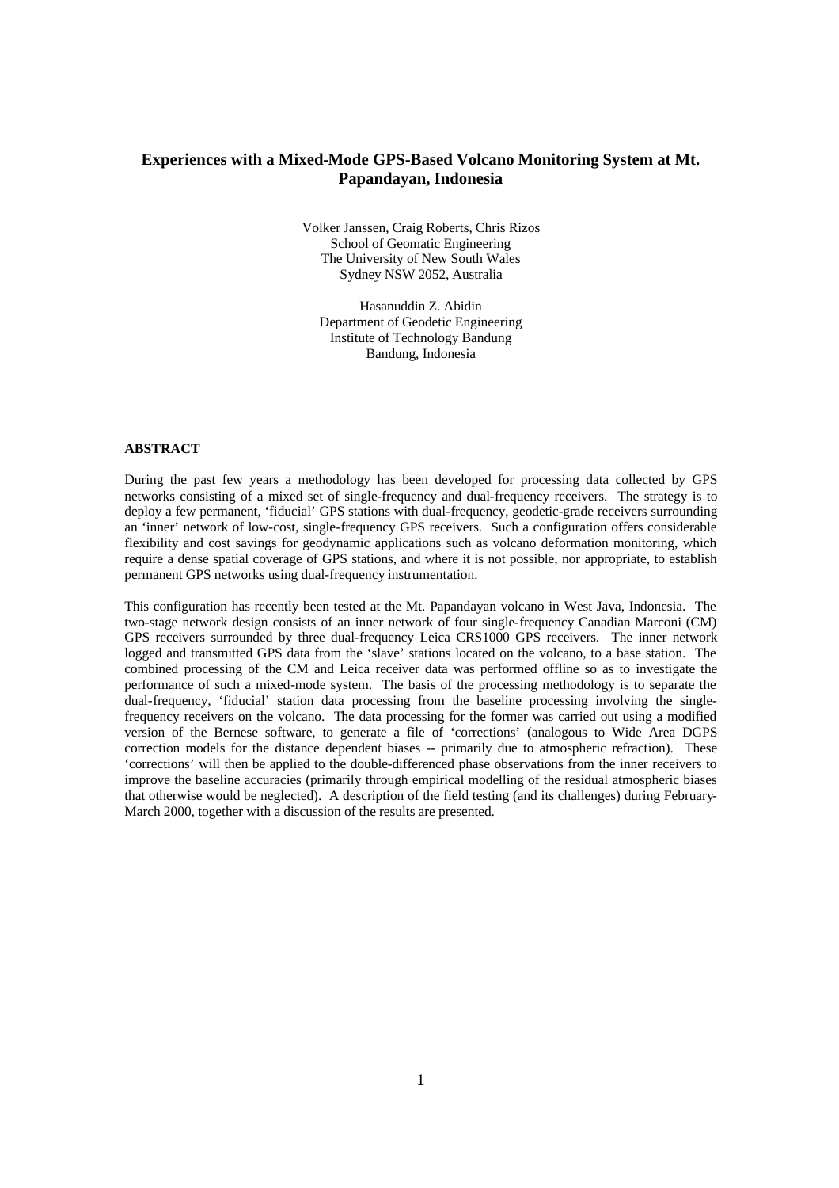# Experiences with a Mixed-Mode GPS-Based Volcano Monitoring System at Mt. Papandayan, Indonesia

Volker Janssen, Craig Roberts, Chris Rizos
School of Geomatic Engineering
The University of New South Wales
Sydney NSW 2052, Australia

Hasanuddin Z. Abidin
Department of Geodetic Engineering
Institute of Technology Bandung
Bandung, Indonesia

**ABSTRACT**

During the past few years a methodology has been developed for processing data collected by GPS networks consisting of a mixed set of single-frequency and dual-frequency receivers. The strategy is to deploy a few permanent, 'fiducial' GPS stations with dual-frequency, geodetic-grade receivers surrounding an 'inner' network of low-cost, single-frequency GPS receivers. Such a configuration offers considerable flexibility and cost savings for geodynamic applications such as volcano deformation monitoring, which require a dense spatial coverage of GPS stations, and where it is not possible, nor appropriate, to establish permanent GPS networks using dual-frequency instrumentation.

This configuration has recently been tested at the Mt. Papandayan volcano in West Java, Indonesia. The two-stage network design consists of an inner network of four single-frequency Canadian Marconi (CM) GPS receivers surrounded by three dual-frequency Leica CRS1000 GPS receivers. The inner network logged and transmitted GPS data from the 'slave' stations located on the volcano, to a base station. The combined processing of the CM and Leica receiver data was performed offline so as to investigate the performance of such a mixed-mode system. The basis of the processing methodology is to separate the dual-frequency, 'fiducial' station data processing from the baseline processing involving the single-frequency receivers on the volcano. The data processing for the former was carried out using a modified version of the Bernese software, to generate a file of 'corrections' (analogous to Wide Area DGPS correction models for the distance dependent biases -- primarily due to atmospheric refraction). These 'corrections' will then be applied to the double-differenced phase observations from the inner receivers to improve the baseline accuracies (primarily through empirical modelling of the residual atmospheric biases that otherwise would be neglected). A description of the field testing (and its challenges) during February-March 2000, together with a discussion of the results are presented.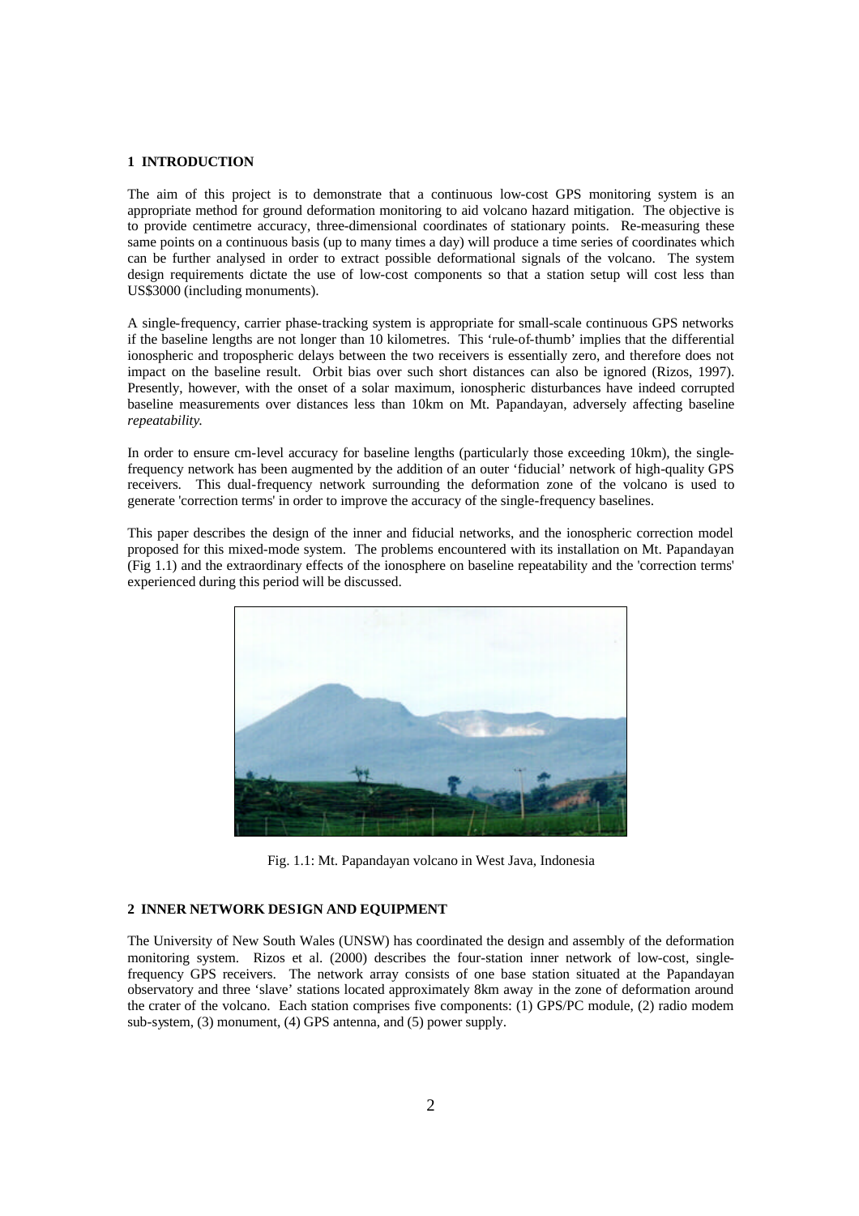## 1 INTRODUCTION

The aim of this project is to demonstrate that a continuous low-cost GPS monitoring system is an appropriate method for ground deformation monitoring to aid volcano hazard mitigation. The objective is to provide centimetre accuracy, three-dimensional coordinates of stationary points. Re-measuring these same points on a continuous basis (up to many times a day) will produce a time series of coordinates which can be further analysed in order to extract possible deformational signals of the volcano. The system design requirements dictate the use of low-cost components so that a station setup will cost less than US$3000 (including monuments).

A single-frequency, carrier phase-tracking system is appropriate for small-scale continuous GPS networks if the baseline lengths are not longer than 10 kilometres. This 'rule-of-thumb' implies that the differential ionospheric and tropospheric delays between the two receivers is essentially zero, and therefore does not impact on the baseline result. Orbit bias over such short distances can also be ignored (Rizos, 1997). Presently, however, with the onset of a solar maximum, ionospheric disturbances have indeed corrupted baseline measurements over distances less than 10km on Mt. Papandayan, adversely affecting baseline *repeatability.*

In order to ensure cm-level accuracy for baseline lengths (particularly those exceeding 10km), the single-frequency network has been augmented by the addition of an outer 'fiducial' network of high-quality GPS receivers. This dual-frequency network surrounding the deformation zone of the volcano is used to generate 'correction terms' in order to improve the accuracy of the single-frequency baselines.

This paper describes the design of the inner and fiducial networks, and the ionospheric correction model proposed for this mixed-mode system. The problems encountered with its installation on Mt. Papandayan (Fig 1.1) and the extraordinary effects of the ionosphere on baseline repeatability and the 'correction terms' experienced during this period will be discussed.

Fig. 1.1: Mt. Papandayan volcano in West Java, Indonesia

## 2 INNER NETWORK DESIGN AND EQUIPMENT

The University of New South Wales (UNSW) has coordinated the design and assembly of the deformation monitoring system. Rizos et al. (2000) describes the four-station inner network of low-cost, single-frequency GPS receivers. The network array consists of one base station situated at the Papandayan observatory and three 'slave' stations located approximately 8km away in the zone of deformation around the crater of the volcano. Each station comprises five components: (1) GPS/PC module, (2) radio modem sub-system, (3) monument, (4) GPS antenna, and (5) power supply.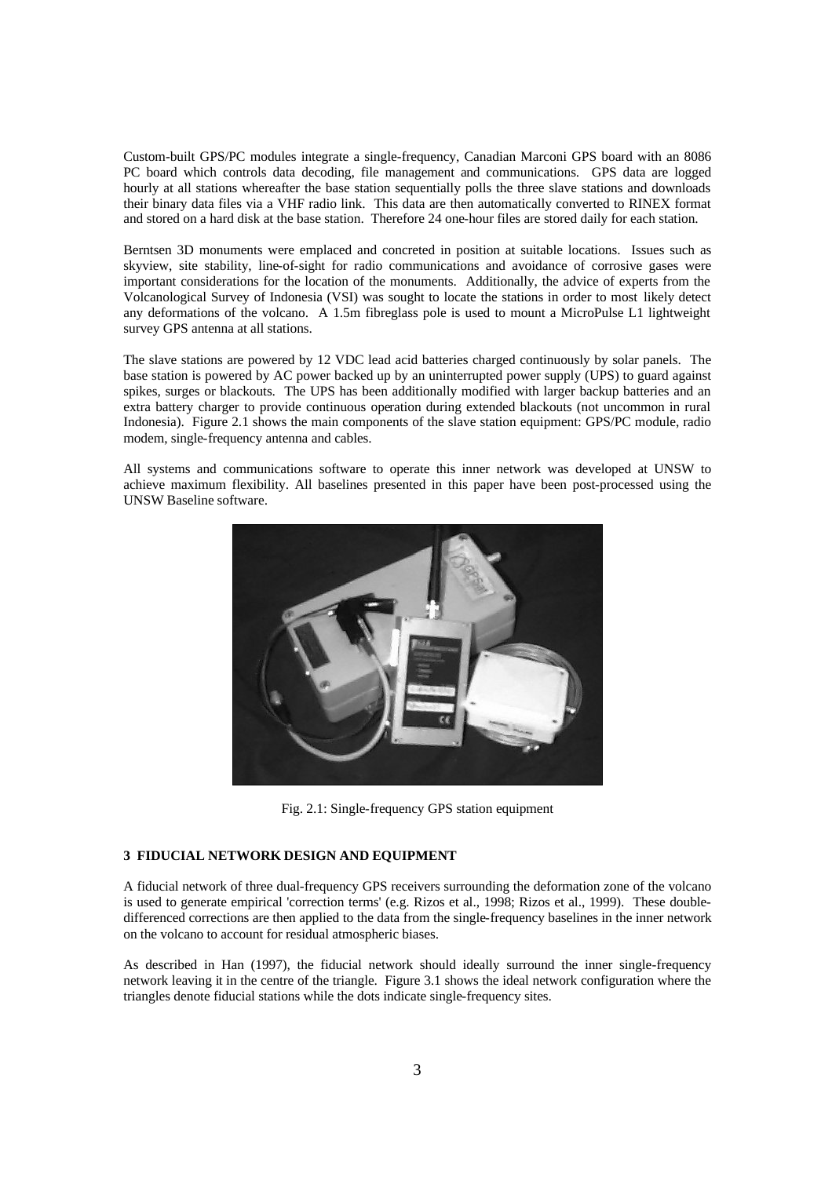Custom-built GPS/PC modules integrate a single-frequency, Canadian Marconi GPS board with an 8086 PC board which controls data decoding, file management and communications. GPS data are logged hourly at all stations whereafter the base station sequentially polls the three slave stations and downloads their binary data files via a VHF radio link. This data are then automatically converted to RINEX format and stored on a hard disk at the base station. Therefore 24 one-hour files are stored daily for each station.

Berntsen 3D monuments were emplaced and concreted in position at suitable locations. Issues such as skyview, site stability, line-of-sight for radio communications and avoidance of corrosive gases were important considerations for the location of the monuments. Additionally, the advice of experts from the Volcanological Survey of Indonesia (VSI) was sought to locate the stations in order to most likely detect any deformations of the volcano. A 1.5m fibreglass pole is used to mount a MicroPulse L1 lightweight survey GPS antenna at all stations.

The slave stations are powered by 12 VDC lead acid batteries charged continuously by solar panels. The base station is powered by AC power backed up by an uninterrupted power supply (UPS) to guard against spikes, surges or blackouts. The UPS has been additionally modified with larger backup batteries and an extra battery charger to provide continuous operation during extended blackouts (not uncommon in rural Indonesia). Figure 2.1 shows the main components of the slave station equipment: GPS/PC module, radio modem, single-frequency antenna and cables.

All systems and communications software to operate this inner network was developed at UNSW to achieve maximum flexibility. All baselines presented in this paper have been post-processed using the UNSW Baseline software.

Fig. 2.1: Single-frequency GPS station equipment

## 3 FIDUCIAL NETWORK DESIGN AND EQUIPMENT

A fiducial network of three dual-frequency GPS receivers surrounding the deformation zone of the volcano is used to generate empirical 'correction terms' (e.g. Rizos et al., 1998; Rizos et al., 1999). These double-differenced corrections are then applied to the data from the single-frequency baselines in the inner network on the volcano to account for residual atmospheric biases.

As described in Han (1997), the fiducial network should ideally surround the inner single-frequency network leaving it in the centre of the triangle. Figure 3.1 shows the ideal network configuration where the triangles denote fiducial stations while the dots indicate single-frequency sites.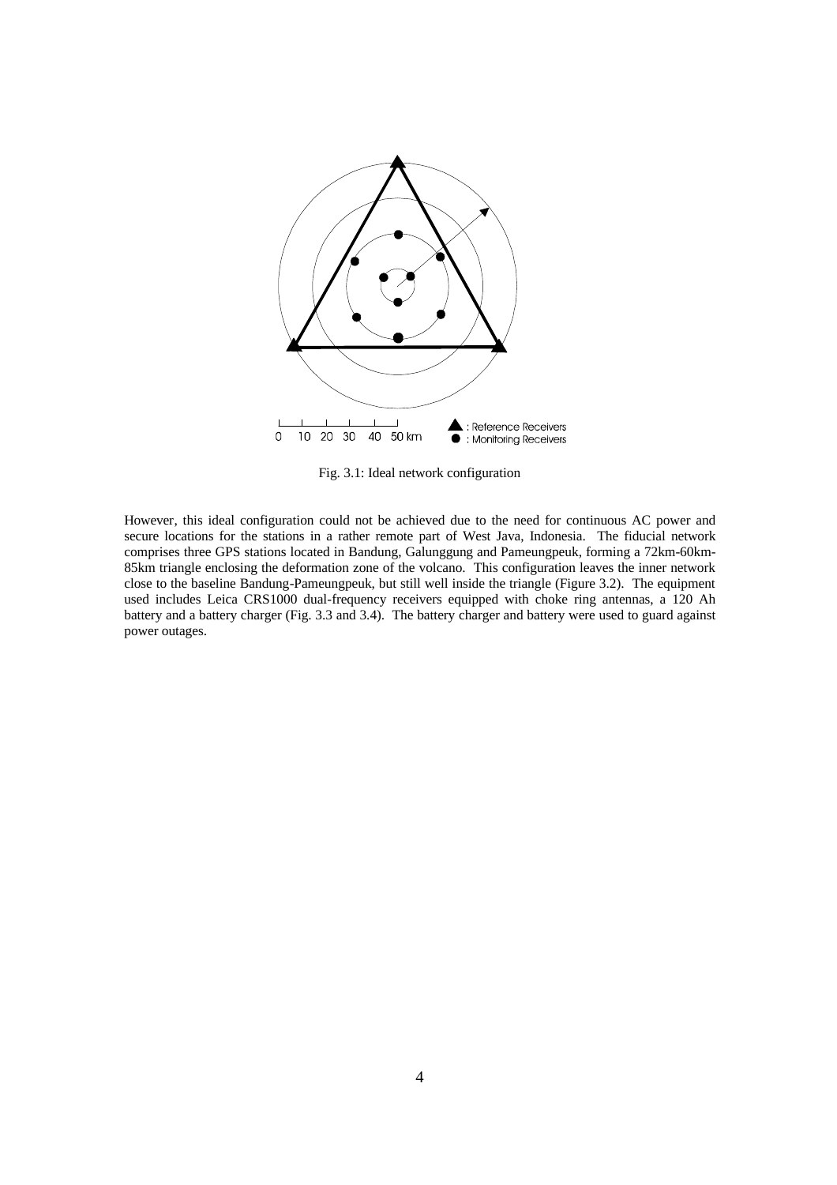Fig. 3.1: Ideal network configuration

However, this ideal configuration could not be achieved due to the need for continuous AC power and secure locations for the stations in a rather remote part of West Java, Indonesia. The fiducial network comprises three GPS stations located in Bandung, Galunggung and Pameungpeuk, forming a 72km-60km-85km triangle enclosing the deformation zone of the volcano. This configuration leaves the inner network close to the baseline Bandung-Pameungpeuk, but still well inside the triangle (Figure 3.2). The equipment used includes Leica CRS1000 dual-frequency receivers equipped with choke ring antennas, a 120 Ah battery and a battery charger (Fig. 3.3 and 3.4). The battery charger and battery were used to guard against power outages.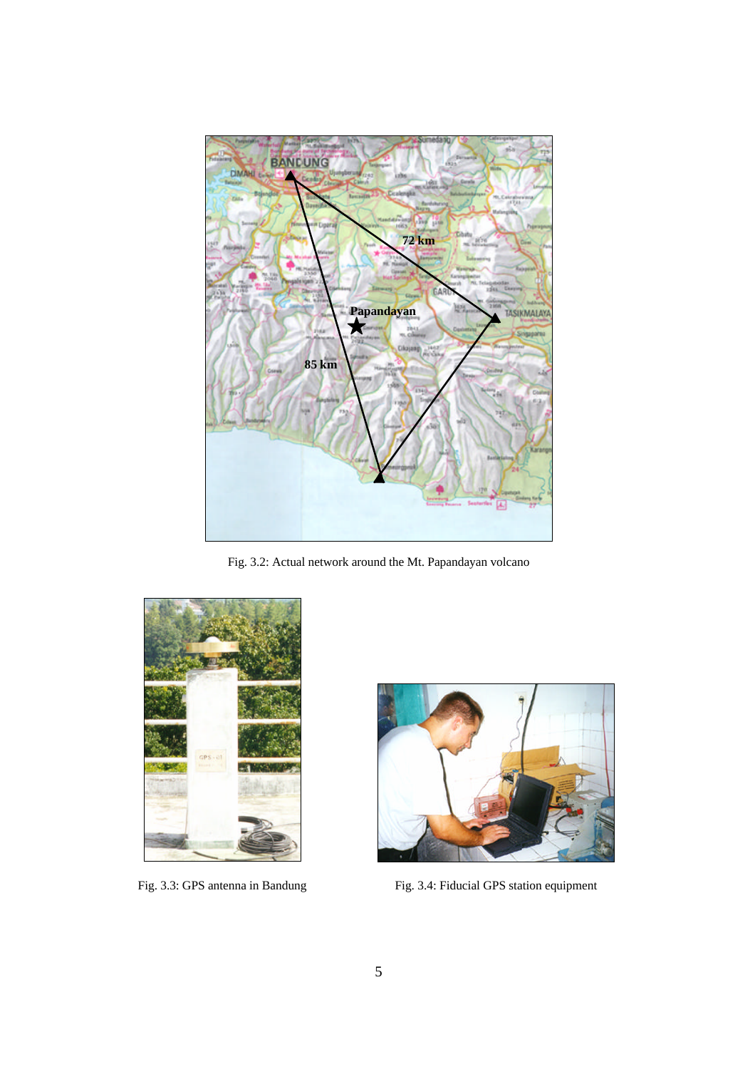Fig. 3.2: Actual network around the Mt. Papandayan volcano

Fig. 3.3: GPS antenna in Bandung

Fig. 3.4: Fiducial GPS station equipment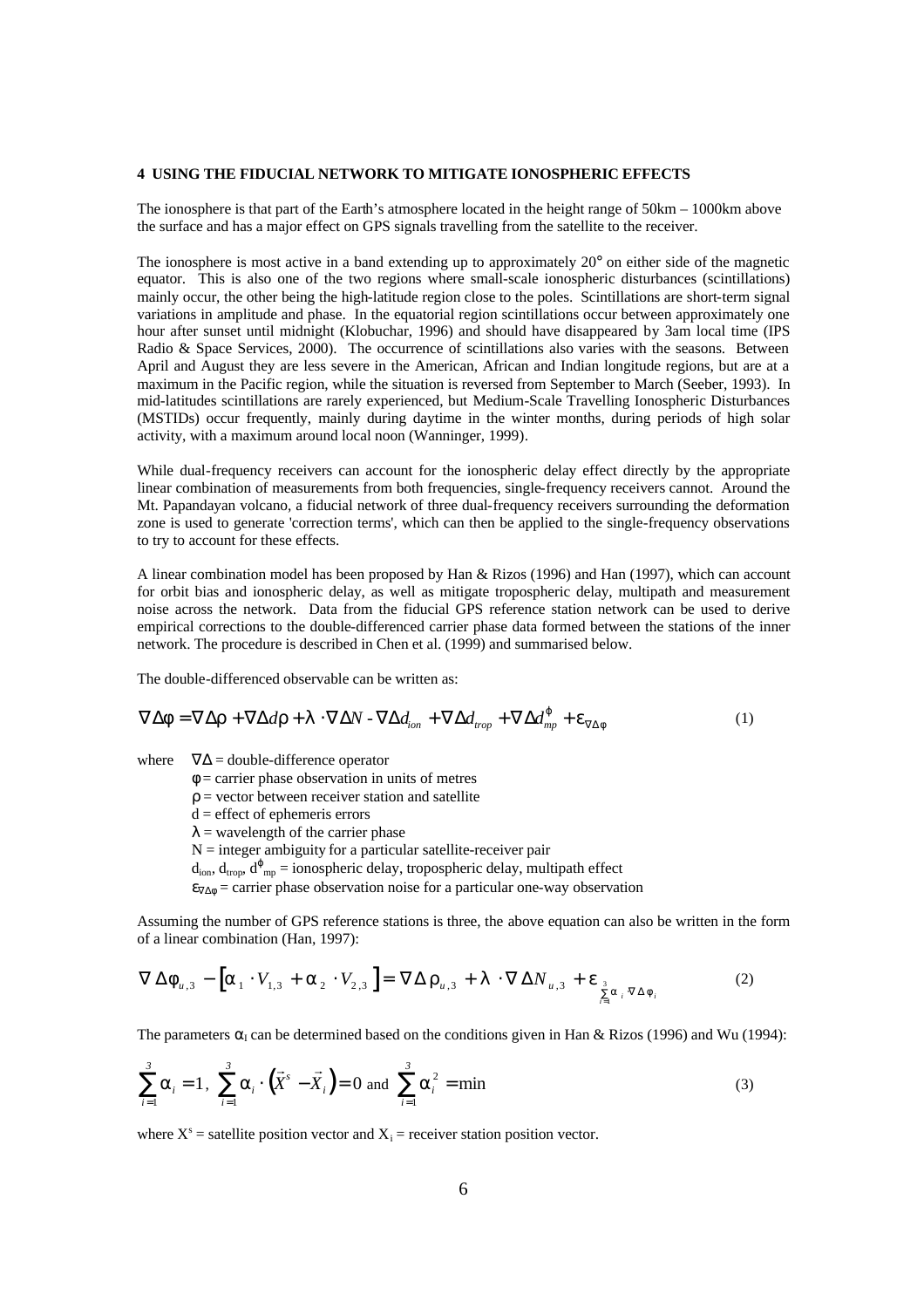## 4 USING THE FIDUCIAL NETWORK TO MITIGATE IONOSPHERIC EFFECTS

The ionosphere is that part of the Earth's atmosphere located in the height range of 50km – 1000km above the surface and has a major effect on GPS signals travelling from the satellite to the receiver.

The ionosphere is most active in a band extending up to approximately 20° on either side of the magnetic equator. This is also one of the two regions where small-scale ionospheric disturbances (scintillations) mainly occur, the other being the high-latitude region close to the poles. Scintillations are short-term signal variations in amplitude and phase. In the equatorial region scintillations occur between approximately one hour after sunset until midnight (Klobuchar, 1996) and should have disappeared by 3am local time (IPS Radio & Space Services, 2000). The occurrence of scintillations also varies with the seasons. Between April and August they are less severe in the American, African and Indian longitude regions, but are at a maximum in the Pacific region, while the situation is reversed from September to March (Seeber, 1993). In mid-latitudes scintillations are rarely experienced, but Medium-Scale Travelling Ionospheric Disturbances (MSTIDs) occur frequently, mainly during daytime in the winter months, during periods of high solar activity, with a maximum around local noon (Wanninger, 1999).

While dual-frequency receivers can account for the ionospheric delay effect directly by the appropriate linear combination of measurements from both frequencies, single-frequency receivers cannot. Around the Mt. Papandayan volcano, a fiducial network of three dual-frequency receivers surrounding the deformation zone is used to generate 'correction terms', which can then be applied to the single-frequency observations to try to account for these effects.

A linear combination model has been proposed by Han & Rizos (1996) and Han (1997), which can account for orbit bias and ionospheric delay, as well as mitigate tropospheric delay, multipath and measurement noise across the network. Data from the fiducial GPS reference station network can be used to derive empirical corrections to the double-differenced carrier phase data formed between the stations of the inner network. The procedure is described in Chen et al. (1999) and summarised below.

The double-differenced observable can be written as:

$$\nabla\Delta\phi = \nabla\Delta\rho + \nabla\Delta d\rho + \lambda \cdot \nabla\Delta N - \nabla\Delta d_{ion} + \nabla\Delta d_{trop} + \nabla\Delta d^{\phi}_{mp} + \varepsilon_{\nabla\Delta\phi} \tag{1}$$

where
- $\nabla\Delta$ = double-difference operator
- $\phi$ = carrier phase observation in units of metres
- $\rho$ = vector between receiver station and satellite
- d = effect of ephemeris errors
- $\lambda$ = wavelength of the carrier phase
- N = integer ambiguity for a particular satellite-receiver pair
- $d_{ion}$, $d_{trop}$, $d^{\phi}_{mp}$ = ionospheric delay, tropospheric delay, multipath effect
- $\varepsilon_{\nabla\Delta\phi}$ = carrier phase observation noise for a particular one-way observation

Assuming the number of GPS reference stations is three, the above equation can also be written in the form of a linear combination (Han, 1997):

$$\nabla\Delta\phi_{u,3} - \left[\alpha_1 \cdot V_{1,3} + \alpha_2 \cdot V_{2,3}\right] = \nabla\Delta\rho_{u,3} + \lambda \cdot \nabla\Delta N_{u,3} + \varepsilon_{\sum_{i=1}^{3}\alpha_i \nabla\Delta\phi_i} \tag{2}$$

The parameters $\alpha_i$ can be determined based on the conditions given in Han & Rizos (1996) and Wu (1994):

$$\sum_{i=1}^{3}\alpha_i = 1,\ \sum_{i=1}^{3}\alpha_i \cdot \left(\vec{X}^s - \vec{X}_i\right) = 0 \text{ and } \sum_{i=1}^{3}\alpha_i^2 = \min \tag{3}$$

where $X^s$ = satellite position vector and $X_i$ = receiver station position vector.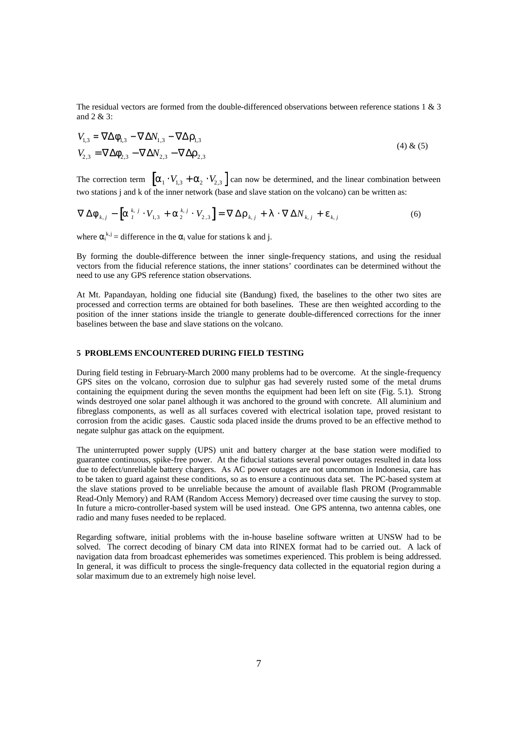The residual vectors are formed from the double-differenced observations between reference stations 1 & 3 and 2 & 3:

$$
\begin{aligned}
V_{1,3} &= \nabla\Delta\phi_{1,3} - \nabla\Delta N_{1,3} - \nabla\Delta\rho_{1,3} \\
V_{2,3} &= \nabla\Delta\phi_{2,3} - \nabla\Delta N_{2,3} - \nabla\Delta\rho_{2,3}
\end{aligned}
\tag{4) \& (5}
$$

The correction term $\left[\alpha_1 \cdot V_{1,3} + \alpha_2 \cdot V_{2,3}\right]$ can now be determined, and the linear combination between two stations j and k of the inner network (base and slave station on the volcano) can be written as:

$$
\nabla\Delta\phi_{k,j} - \left[\alpha_1^{k,j} \cdot V_{1,3} + \alpha_2^{k,j} \cdot V_{2,3}\right] = \nabla\Delta\rho_{k,j} + \lambda \cdot \nabla\Delta N_{k,j} + \varepsilon_{k,j} \tag{6}
$$

where $\alpha_i^{k,j}$ = difference in the $\alpha_i$ value for stations k and j.

By forming the double-difference between the inner single-frequency stations, and using the residual vectors from the fiducial reference stations, the inner stations' coordinates can be determined without the need to use any GPS reference station observations.

At Mt. Papandayan, holding one fiducial site (Bandung) fixed, the baselines to the other two sites are processed and correction terms are obtained for both baselines. These are then weighted according to the position of the inner stations inside the triangle to generate double-differenced corrections for the inner baselines between the base and slave stations on the volcano.

## 5 PROBLEMS ENCOUNTERED DURING FIELD TESTING

During field testing in February-March 2000 many problems had to be overcome. At the single-frequency GPS sites on the volcano, corrosion due to sulphur gas had severely rusted some of the metal drums containing the equipment during the seven months the equipment had been left on site (Fig. 5.1). Strong winds destroyed one solar panel although it was anchored to the ground with concrete. All aluminium and fibreglass components, as well as all surfaces covered with electrical isolation tape, proved resistant to corrosion from the acidic gases. Caustic soda placed inside the drums proved to be an effective method to negate sulphur gas attack on the equipment.

The uninterrupted power supply (UPS) unit and battery charger at the base station were modified to guarantee continuous, spike-free power. At the fiducial stations several power outages resulted in data loss due to defect/unreliable battery chargers. As AC power outages are not uncommon in Indonesia, care has to be taken to guard against these conditions, so as to ensure a continuous data set. The PC-based system at the slave stations proved to be unreliable because the amount of available flash PROM (Programmable Read-Only Memory) and RAM (Random Access Memory) decreased over time causing the survey to stop. In future a micro-controller-based system will be used instead. One GPS antenna, two antenna cables, one radio and many fuses needed to be replaced.

Regarding software, initial problems with the in-house baseline software written at UNSW had to be solved. The correct decoding of binary CM data into RINEX format had to be carried out. A lack of navigation data from broadcast ephemerides was sometimes experienced. This problem is being addressed. In general, it was difficult to process the single-frequency data collected in the equatorial region during a solar maximum due to an extremely high noise level.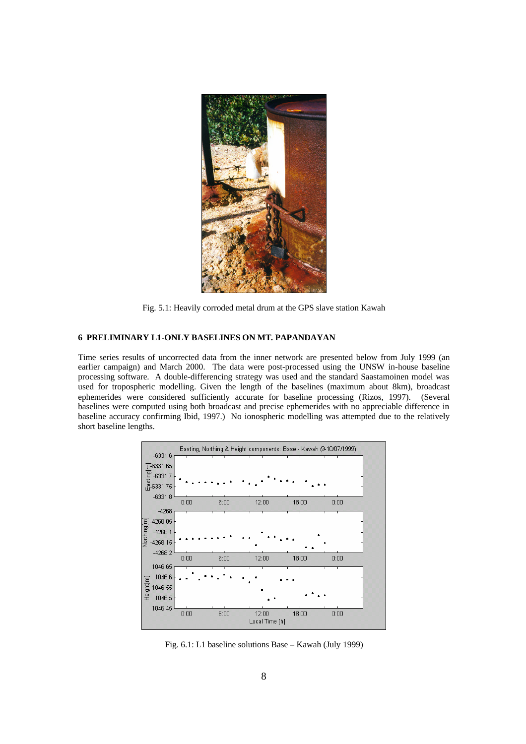Fig. 5.1: Heavily corroded metal drum at the GPS slave station Kawah

## 6 PRELIMINARY L1-ONLY BASELINES ON MT. PAPANDAYAN

Time series results of uncorrected data from the inner network are presented below from July 1999 (an earlier campaign) and March 2000. The data were post-processed using the UNSW in-house baseline processing software. A double-differencing strategy was used and the standard Saastamoinen model was used for tropospheric modelling. Given the length of the baselines (maximum about 8km), broadcast ephemerides were considered sufficiently accurate for baseline processing (Rizos, 1997). (Several baselines were computed using both broadcast and precise ephemerides with no appreciable difference in baseline accuracy confirming Ibid, 1997.) No ionospheric modelling was attempted due to the relatively short baseline lengths.

Fig. 6.1: L1 baseline solutions Base – Kawah (July 1999)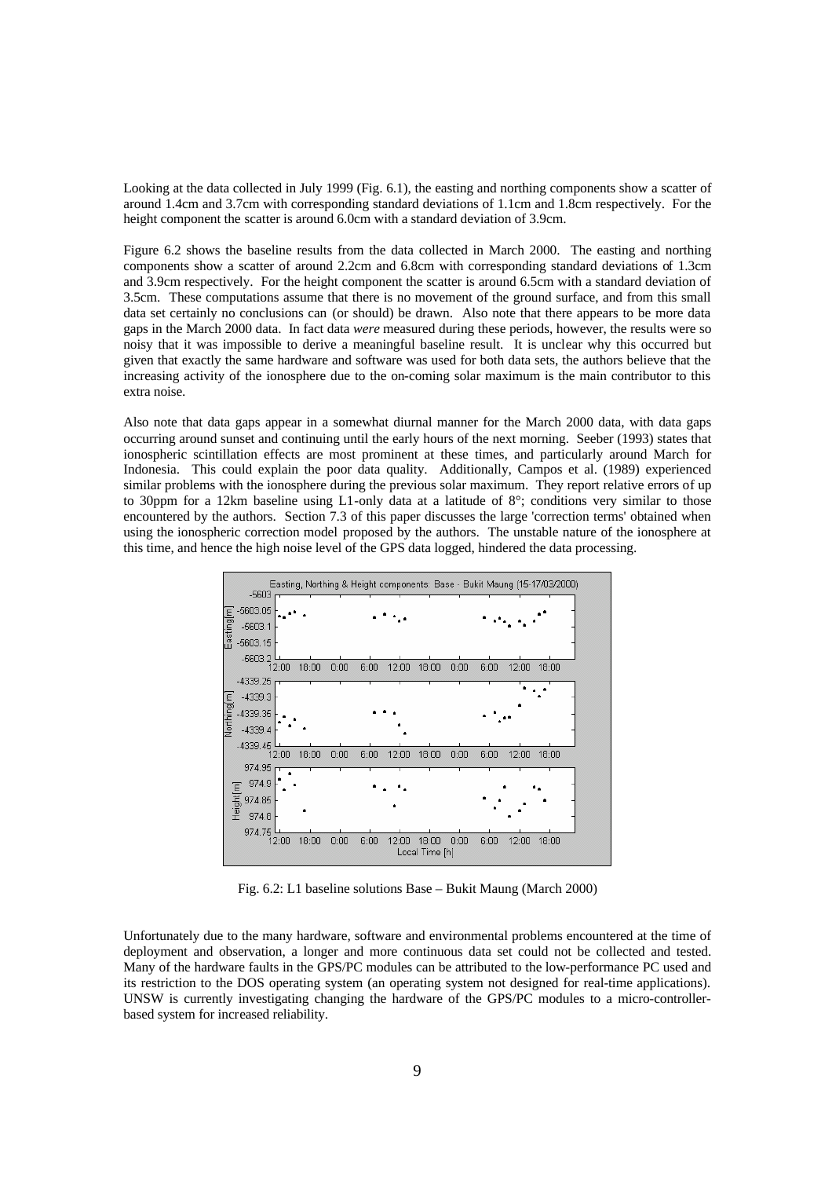Looking at the data collected in July 1999 (Fig. 6.1), the easting and northing components show a scatter of around 1.4cm and 3.7cm with corresponding standard deviations of 1.1cm and 1.8cm respectively. For the height component the scatter is around 6.0cm with a standard deviation of 3.9cm.

Figure 6.2 shows the baseline results from the data collected in March 2000. The easting and northing components show a scatter of around 2.2cm and 6.8cm with corresponding standard deviations of 1.3cm and 3.9cm respectively. For the height component the scatter is around 6.5cm with a standard deviation of 3.5cm. These computations assume that there is no movement of the ground surface, and from this small data set certainly no conclusions can (or should) be drawn. Also note that there appears to be more data gaps in the March 2000 data. In fact data *were* measured during these periods, however, the results were so noisy that it was impossible to derive a meaningful baseline result. It is unclear why this occurred but given that exactly the same hardware and software was used for both data sets, the authors believe that the increasing activity of the ionosphere due to the on-coming solar maximum is the main contributor to this extra noise.

Also note that data gaps appear in a somewhat diurnal manner for the March 2000 data, with data gaps occurring around sunset and continuing until the early hours of the next morning. Seeber (1993) states that ionospheric scintillation effects are most prominent at these times, and particularly around March for Indonesia. This could explain the poor data quality. Additionally, Campos et al. (1989) experienced similar problems with the ionosphere during the previous solar maximum. They report relative errors of up to 30ppm for a 12km baseline using L1-only data at a latitude of 8°; conditions very similar to those encountered by the authors. Section 7.3 of this paper discusses the large 'correction terms' obtained when using the ionospheric correction model proposed by the authors. The unstable nature of the ionosphere at this time, and hence the high noise level of the GPS data logged, hindered the data processing.

Fig. 6.2: L1 baseline solutions Base – Bukit Maung (March 2000)

Unfortunately due to the many hardware, software and environmental problems encountered at the time of deployment and observation, a longer and more continuous data set could not be collected and tested. Many of the hardware faults in the GPS/PC modules can be attributed to the low-performance PC used and its restriction to the DOS operating system (an operating system not designed for real-time applications). UNSW is currently investigating changing the hardware of the GPS/PC modules to a micro-controller-based system for increased reliability.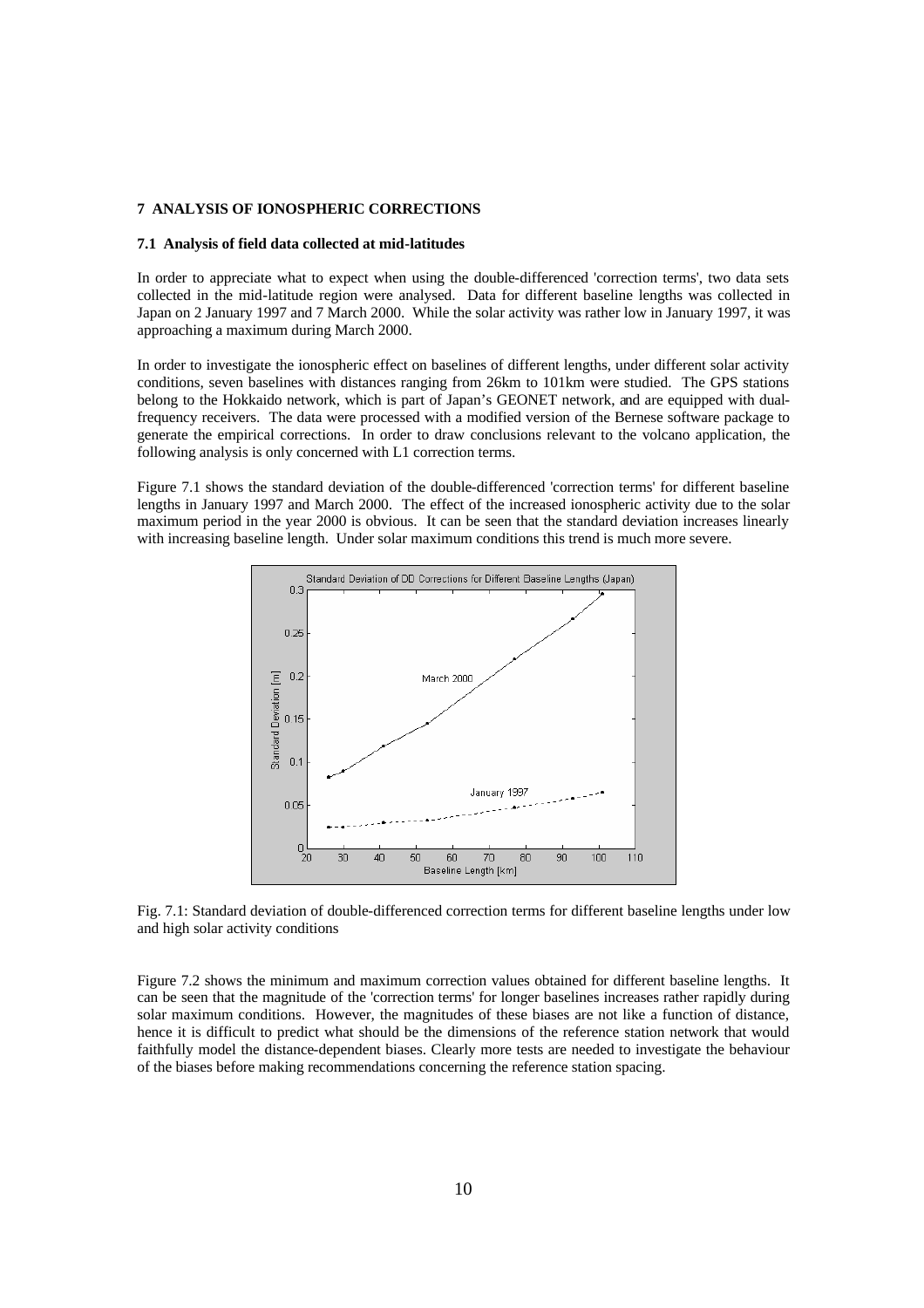## 7 ANALYSIS OF IONOSPHERIC CORRECTIONS

### 7.1 Analysis of field data collected at mid-latitudes

In order to appreciate what to expect when using the double-differenced 'correction terms', two data sets collected in the mid-latitude region were analysed. Data for different baseline lengths was collected in Japan on 2 January 1997 and 7 March 2000. While the solar activity was rather low in January 1997, it was approaching a maximum during March 2000.

In order to investigate the ionospheric effect on baselines of different lengths, under different solar activity conditions, seven baselines with distances ranging from 26km to 101km were studied. The GPS stations belong to the Hokkaido network, which is part of Japan's GEONET network, and are equipped with dual-frequency receivers. The data were processed with a modified version of the Bernese software package to generate the empirical corrections. In order to draw conclusions relevant to the volcano application, the following analysis is only concerned with L1 correction terms.

Figure 7.1 shows the standard deviation of the double-differenced 'correction terms' for different baseline lengths in January 1997 and March 2000. The effect of the increased ionospheric activity due to the solar maximum period in the year 2000 is obvious. It can be seen that the standard deviation increases linearly with increasing baseline length. Under solar maximum conditions this trend is much more severe.

Fig. 7.1: Standard deviation of double-differenced correction terms for different baseline lengths under low and high solar activity conditions

Figure 7.2 shows the minimum and maximum correction values obtained for different baseline lengths. It can be seen that the magnitude of the 'correction terms' for longer baselines increases rather rapidly during solar maximum conditions. However, the magnitudes of these biases are not like a function of distance, hence it is difficult to predict what should be the dimensions of the reference station network that would faithfully model the distance-dependent biases. Clearly more tests are needed to investigate the behaviour of the biases before making recommendations concerning the reference station spacing.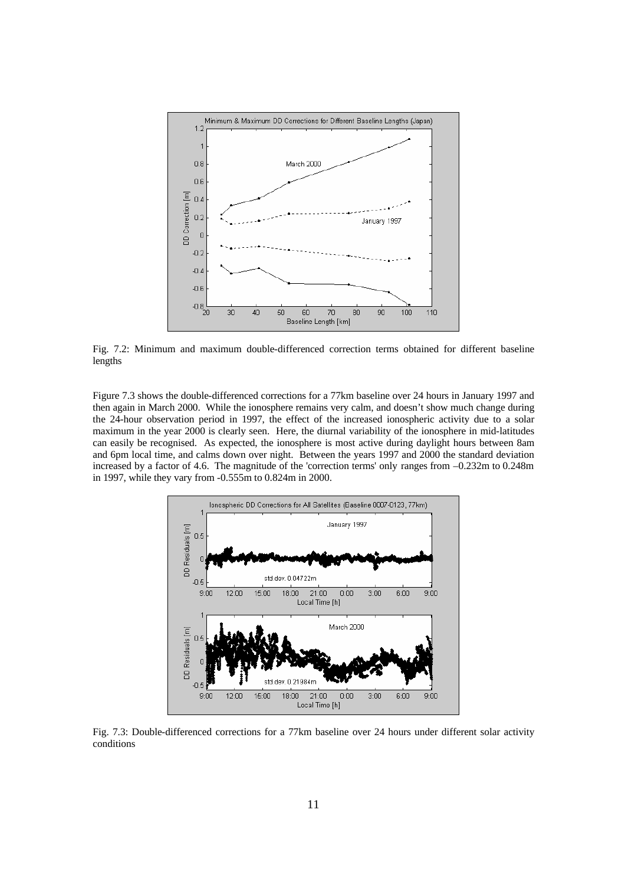Fig. 7.2: Minimum and maximum double-differenced correction terms obtained for different baseline lengths

Figure 7.3 shows the double-differenced corrections for a 77km baseline over 24 hours in January 1997 and then again in March 2000. While the ionosphere remains very calm, and doesn't show much change during the 24-hour observation period in 1997, the effect of the increased ionospheric activity due to a solar maximum in the year 2000 is clearly seen. Here, the diurnal variability of the ionosphere in mid-latitudes can easily be recognised. As expected, the ionosphere is most active during daylight hours between 8am and 6pm local time, and calms down over night. Between the years 1997 and 2000 the standard deviation increased by a factor of 4.6. The magnitude of the 'correction terms' only ranges from –0.232m to 0.248m in 1997, while they vary from -0.555m to 0.824m in 2000.

Fig. 7.3: Double-differenced corrections for a 77km baseline over 24 hours under different solar activity conditions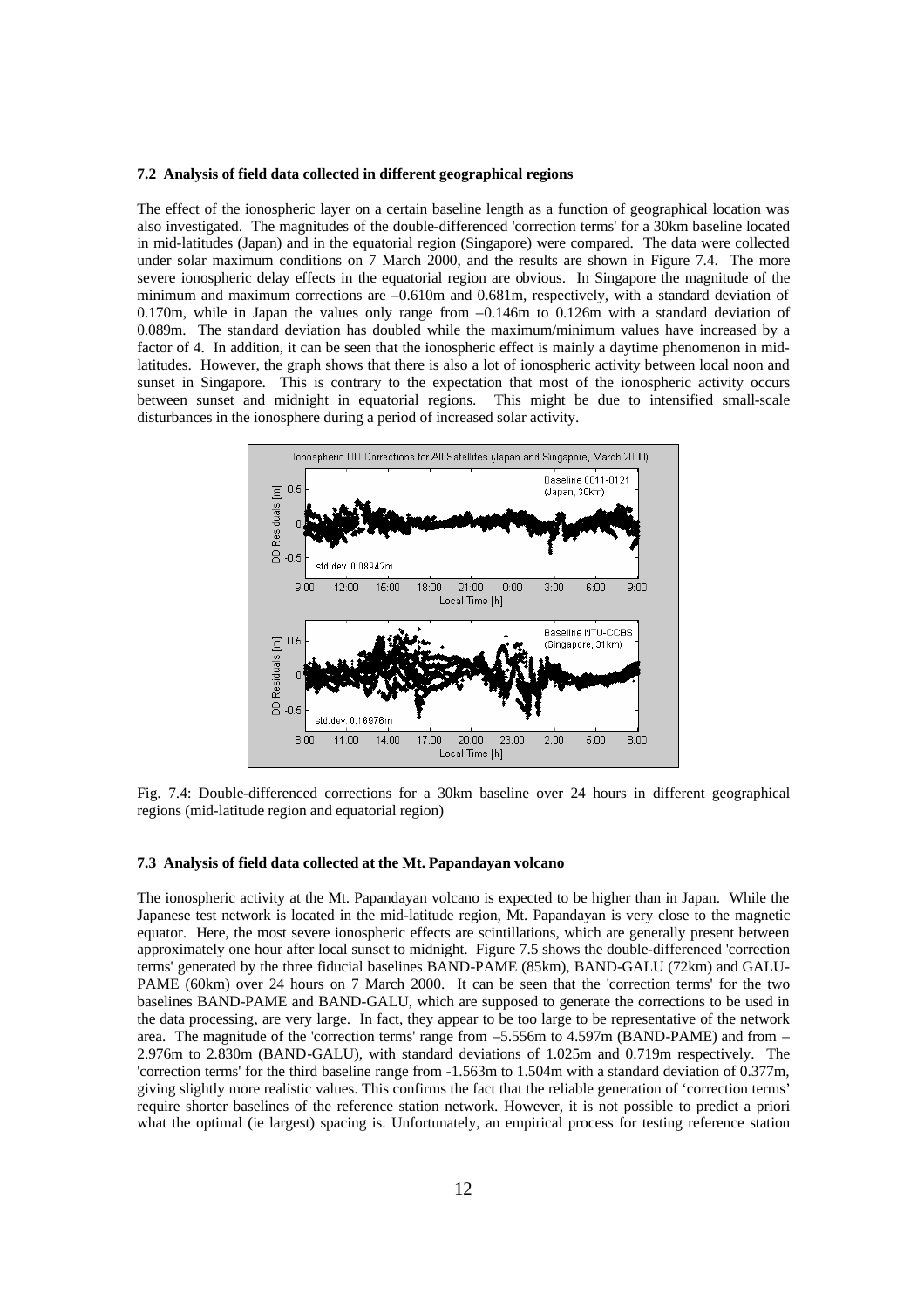### 7.2 Analysis of field data collected in different geographical regions

The effect of the ionospheric layer on a certain baseline length as a function of geographical location was also investigated. The magnitudes of the double-differenced 'correction terms' for a 30km baseline located in mid-latitudes (Japan) and in the equatorial region (Singapore) were compared. The data were collected under solar maximum conditions on 7 March 2000, and the results are shown in Figure 7.4. The more severe ionospheric delay effects in the equatorial region are obvious. In Singapore the magnitude of the minimum and maximum corrections are –0.610m and 0.681m, respectively, with a standard deviation of 0.170m, while in Japan the values only range from –0.146m to 0.126m with a standard deviation of 0.089m. The standard deviation has doubled while the maximum/minimum values have increased by a factor of 4. In addition, it can be seen that the ionospheric effect is mainly a daytime phenomenon in mid-latitudes. However, the graph shows that there is also a lot of ionospheric activity between local noon and sunset in Singapore. This is contrary to the expectation that most of the ionospheric activity occurs between sunset and midnight in equatorial regions. This might be due to intensified small-scale disturbances in the ionosphere during a period of increased solar activity.

Fig. 7.4: Double-differenced corrections for a 30km baseline over 24 hours in different geographical regions (mid-latitude region and equatorial region)

### 7.3 Analysis of field data collected at the Mt. Papandayan volcano

The ionospheric activity at the Mt. Papandayan volcano is expected to be higher than in Japan. While the Japanese test network is located in the mid-latitude region, Mt. Papandayan is very close to the magnetic equator. Here, the most severe ionospheric effects are scintillations, which are generally present between approximately one hour after local sunset to midnight. Figure 7.5 shows the double-differenced 'correction terms' generated by the three fiducial baselines BAND-PAME (85km), BAND-GALU (72km) and GALU-PAME (60km) over 24 hours on 7 March 2000. It can be seen that the 'correction terms' for the two baselines BAND-PAME and BAND-GALU, which are supposed to generate the corrections to be used in the data processing, are very large. In fact, they appear to be too large to be representative of the network area. The magnitude of the 'correction terms' range from –5.556m to 4.597m (BAND-PAME) and from –2.976m to 2.830m (BAND-GALU), with standard deviations of 1.025m and 0.719m respectively. The 'correction terms' for the third baseline range from -1.563m to 1.504m with a standard deviation of 0.377m, giving slightly more realistic values. This confirms the fact that the reliable generation of 'correction terms' require shorter baselines of the reference station network. However, it is not possible to predict a priori what the optimal (ie largest) spacing is. Unfortunately, an empirical process for testing reference station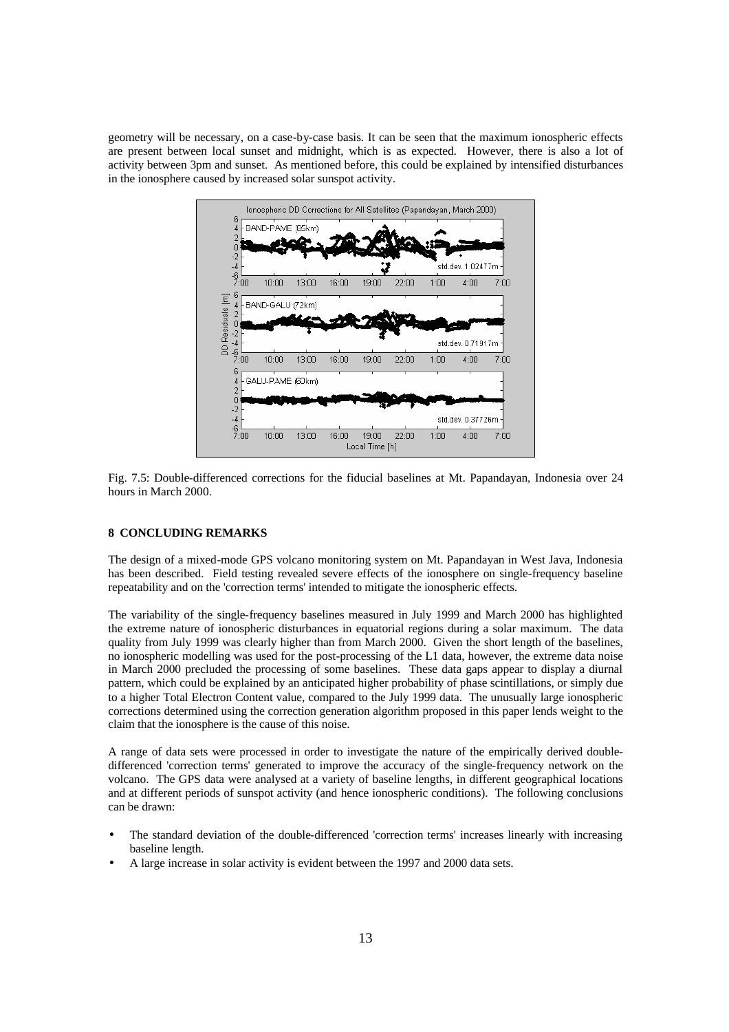geometry will be necessary, on a case-by-case basis. It can be seen that the maximum ionospheric effects are present between local sunset and midnight, which is as expected. However, there is also a lot of activity between 3pm and sunset. As mentioned before, this could be explained by intensified disturbances in the ionosphere caused by increased solar sunspot activity.

Fig. 7.5: Double-differenced corrections for the fiducial baselines at Mt. Papandayan, Indonesia over 24 hours in March 2000.

## 8 CONCLUDING REMARKS

The design of a mixed-mode GPS volcano monitoring system on Mt. Papandayan in West Java, Indonesia has been described. Field testing revealed severe effects of the ionosphere on single-frequency baseline repeatability and on the 'correction terms' intended to mitigate the ionospheric effects.

The variability of the single-frequency baselines measured in July 1999 and March 2000 has highlighted the extreme nature of ionospheric disturbances in equatorial regions during a solar maximum. The data quality from July 1999 was clearly higher than from March 2000. Given the short length of the baselines, no ionospheric modelling was used for the post-processing of the L1 data, however, the extreme data noise in March 2000 precluded the processing of some baselines. These data gaps appear to display a diurnal pattern, which could be explained by an anticipated higher probability of phase scintillations, or simply due to a higher Total Electron Content value, compared to the July 1999 data. The unusually large ionospheric corrections determined using the correction generation algorithm proposed in this paper lends weight to the claim that the ionosphere is the cause of this noise.

A range of data sets were processed in order to investigate the nature of the empirically derived double-differenced 'correction terms' generated to improve the accuracy of the single-frequency network on the volcano. The GPS data were analysed at a variety of baseline lengths, in different geographical locations and at different periods of sunspot activity (and hence ionospheric conditions). The following conclusions can be drawn:

- The standard deviation of the double-differenced 'correction terms' increases linearly with increasing baseline length.
- A large increase in solar activity is evident between the 1997 and 2000 data sets.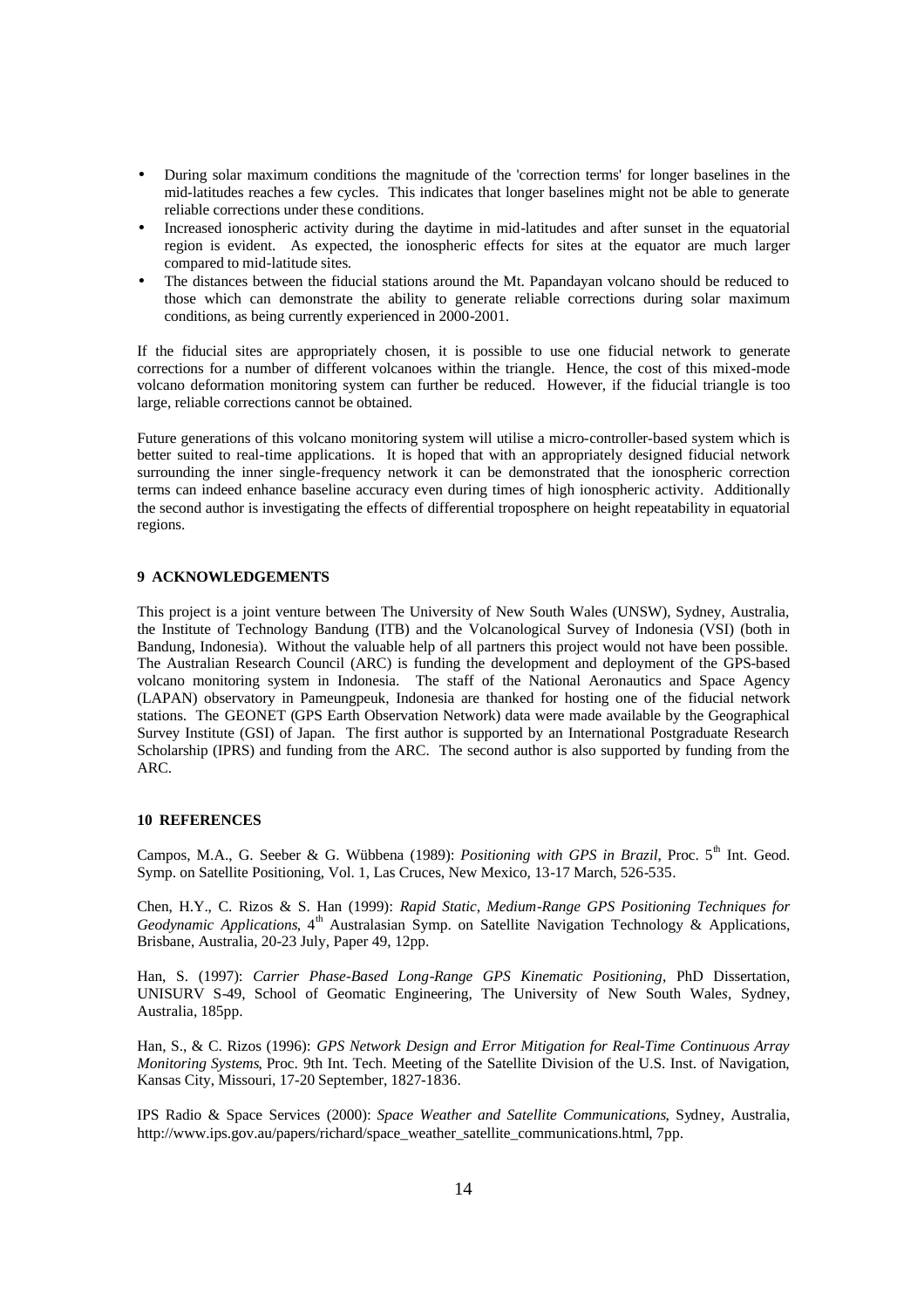- During solar maximum conditions the magnitude of the 'correction terms' for longer baselines in the mid-latitudes reaches a few cycles. This indicates that longer baselines might not be able to generate reliable corrections under these conditions.
- Increased ionospheric activity during the daytime in mid-latitudes and after sunset in the equatorial region is evident. As expected, the ionospheric effects for sites at the equator are much larger compared to mid-latitude sites.
- The distances between the fiducial stations around the Mt. Papandayan volcano should be reduced to those which can demonstrate the ability to generate reliable corrections during solar maximum conditions, as being currently experienced in 2000-2001.

If the fiducial sites are appropriately chosen, it is possible to use one fiducial network to generate corrections for a number of different volcanoes within the triangle. Hence, the cost of this mixed-mode volcano deformation monitoring system can further be reduced. However, if the fiducial triangle is too large, reliable corrections cannot be obtained.

Future generations of this volcano monitoring system will utilise a micro-controller-based system which is better suited to real-time applications. It is hoped that with an appropriately designed fiducial network surrounding the inner single-frequency network it can be demonstrated that the ionospheric correction terms can indeed enhance baseline accuracy even during times of high ionospheric activity. Additionally the second author is investigating the effects of differential troposphere on height repeatability in equatorial regions.

## 9 ACKNOWLEDGEMENTS

This project is a joint venture between The University of New South Wales (UNSW), Sydney, Australia, the Institute of Technology Bandung (ITB) and the Volcanological Survey of Indonesia (VSI) (both in Bandung, Indonesia). Without the valuable help of all partners this project would not have been possible. The Australian Research Council (ARC) is funding the development and deployment of the GPS-based volcano monitoring system in Indonesia. The staff of the National Aeronautics and Space Agency (LAPAN) observatory in Pameungpeuk, Indonesia are thanked for hosting one of the fiducial network stations. The GEONET (GPS Earth Observation Network) data were made available by the Geographical Survey Institute (GSI) of Japan. The first author is supported by an International Postgraduate Research Scholarship (IPRS) and funding from the ARC. The second author is also supported by funding from the ARC.

## 10 REFERENCES

Campos, M.A., G. Seeber & G. Wübbena (1989): *Positioning with GPS in Brazil*, Proc. 5th Int. Geod. Symp. on Satellite Positioning, Vol. 1, Las Cruces, New Mexico, 13-17 March, 526-535.

Chen, H.Y., C. Rizos & S. Han (1999): *Rapid Static, Medium-Range GPS Positioning Techniques for Geodynamic Applications*, 4th Australasian Symp. on Satellite Navigation Technology & Applications, Brisbane, Australia, 20-23 July, Paper 49, 12pp.

Han, S. (1997): *Carrier Phase-Based Long-Range GPS Kinematic Positioning*, PhD Dissertation, UNISURV S-49, School of Geomatic Engineering, The University of New South Wales, Sydney, Australia, 185pp.

Han, S., & C. Rizos (1996): *GPS Network Design and Error Mitigation for Real-Time Continuous Array Monitoring Systems*, Proc. 9th Int. Tech. Meeting of the Satellite Division of the U.S. Inst. of Navigation, Kansas City, Missouri, 17-20 September, 1827-1836.

IPS Radio & Space Services (2000): *Space Weather and Satellite Communications*, Sydney, Australia, http://www.ips.gov.au/papers/richard/space_weather_satellite_communications.html, 7pp.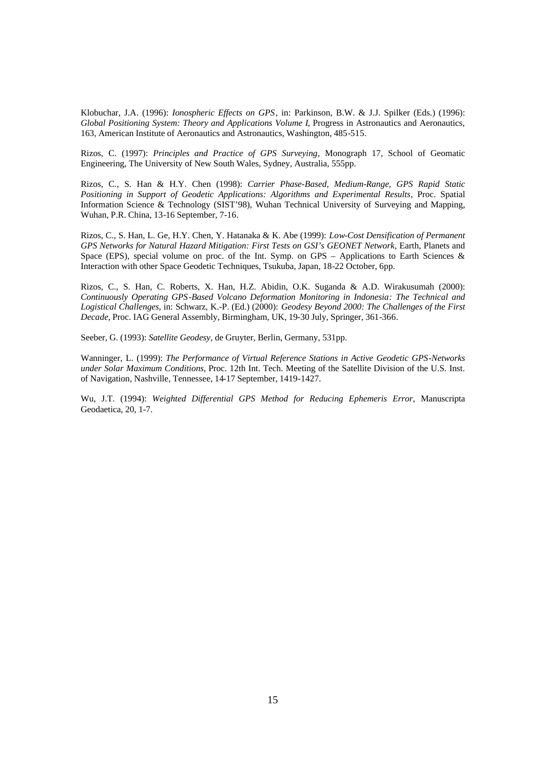Klobuchar, J.A. (1996): *Ionospheric Effects on GPS*, in: Parkinson, B.W. & J.J. Spilker (Eds.) (1996): *Global Positioning System: Theory and Applications Volume I*, Progress in Astronautics and Aeronautics, 163, American Institute of Aeronautics and Astronautics, Washington, 485-515.

Rizos, C. (1997): *Principles and Practice of GPS Surveying*, Monograph 17, School of Geomatic Engineering, The University of New South Wales, Sydney, Australia, 555pp.

Rizos, C., S. Han & H.Y. Chen (1998): *Carrier Phase-Based, Medium-Range, GPS Rapid Static Positioning in Support of Geodetic Applications: Algorithms and Experimental Results*, Proc. Spatial Information Science & Technology (SIST'98), Wuhan Technical University of Surveying and Mapping, Wuhan, P.R. China, 13-16 September, 7-16.

Rizos, C., S. Han, L. Ge, H.Y. Chen, Y. Hatanaka & K. Abe (1999): *Low-Cost Densification of Permanent GPS Networks for Natural Hazard Mitigation: First Tests on GSI's GEONET Network*, Earth, Planets and Space (EPS), special volume on proc. of the Int. Symp. on GPS – Applications to Earth Sciences & Interaction with other Space Geodetic Techniques, Tsukuba, Japan, 18-22 October, 6pp.

Rizos, C., S. Han, C. Roberts, X. Han, H.Z. Abidin, O.K. Suganda & A.D. Wirakusumah (2000): *Continuously Operating GPS-Based Volcano Deformation Monitoring in Indonesia: The Technical and Logistical Challenges*, in: Schwarz, K.-P. (Ed.) (2000): *Geodesy Beyond 2000: The Challenges of the First Decade*, Proc. IAG General Assembly, Birmingham, UK, 19-30 July, Springer, 361-366.

Seeber, G. (1993): *Satellite Geodesy*, de Gruyter, Berlin, Germany, 531pp.

Wanninger, L. (1999): *The Performance of Virtual Reference Stations in Active Geodetic GPS-Networks under Solar Maximum Conditions*, Proc. 12th Int. Tech. Meeting of the Satellite Division of the U.S. Inst. of Navigation, Nashville, Tennessee, 14-17 September, 1419-1427.

Wu, J.T. (1994): *Weighted Differential GPS Method for Reducing Ephemeris Error*, Manuscripta Geodaetica, 20, 1-7.